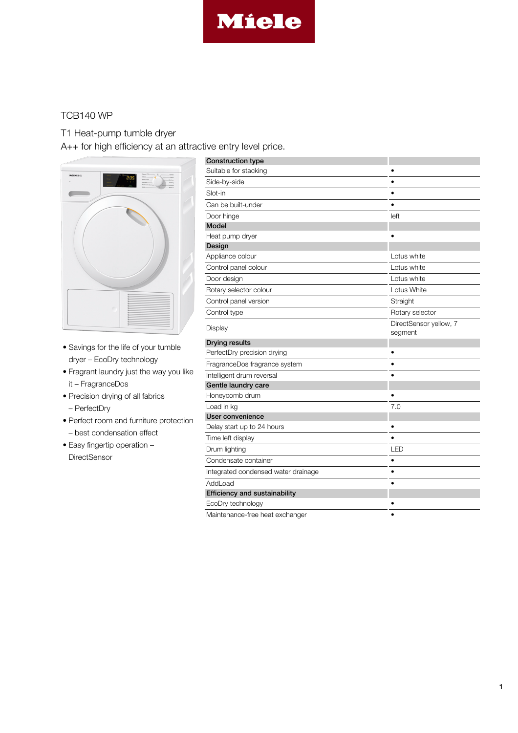Miele

# TCB140 WP

## T1 Heat-pump tumble dryer
A++ for high efficiency at an attractive entry level price.

- Savings for the life of your tumble dryer – EcoDry technology
- Fragrant laundry just the way you like it – FragranceDos
- Precision drying of all fabrics – PerfectDry
- Perfect room and furniture protection – best condensation effect
- Easy fingertip operation – DirectSensor

| **Construction type** | |
|---|---|
| Suitable for stacking | • |
| Side-by-side | • |
| Slot-in | • |
| Can be built-under | • |
| Door hinge | left |
| **Model** | |
| Heat pump dryer | • |
| **Design** | |
| Appliance colour | Lotus white |
| Control panel colour | Lotus white |
| Door design | Lotus white |
| Rotary selector colour | Lotus White |
| Control panel version | Straight |
| Control type | Rotary selector |
| Display | DirectSensor yellow, 7 segment |
| **Drying results** | |
| PerfectDry precision drying | • |
| FragranceDos fragrance system | • |
| Intelligent drum reversal | • |
| **Gentle laundry care** | |
| Honeycomb drum | • |
| Load in kg | 7.0 |
| **User convenience** | |
| Delay start up to 24 hours | • |
| Time left display | • |
| Drum lighting | LED |
| Condensate container | • |
| Integrated condensed water drainage | • |
| AddLoad | • |
| **Efficiency and sustainability** | |
| EcoDry technology | • |
| Maintenance-free heat exchanger | • |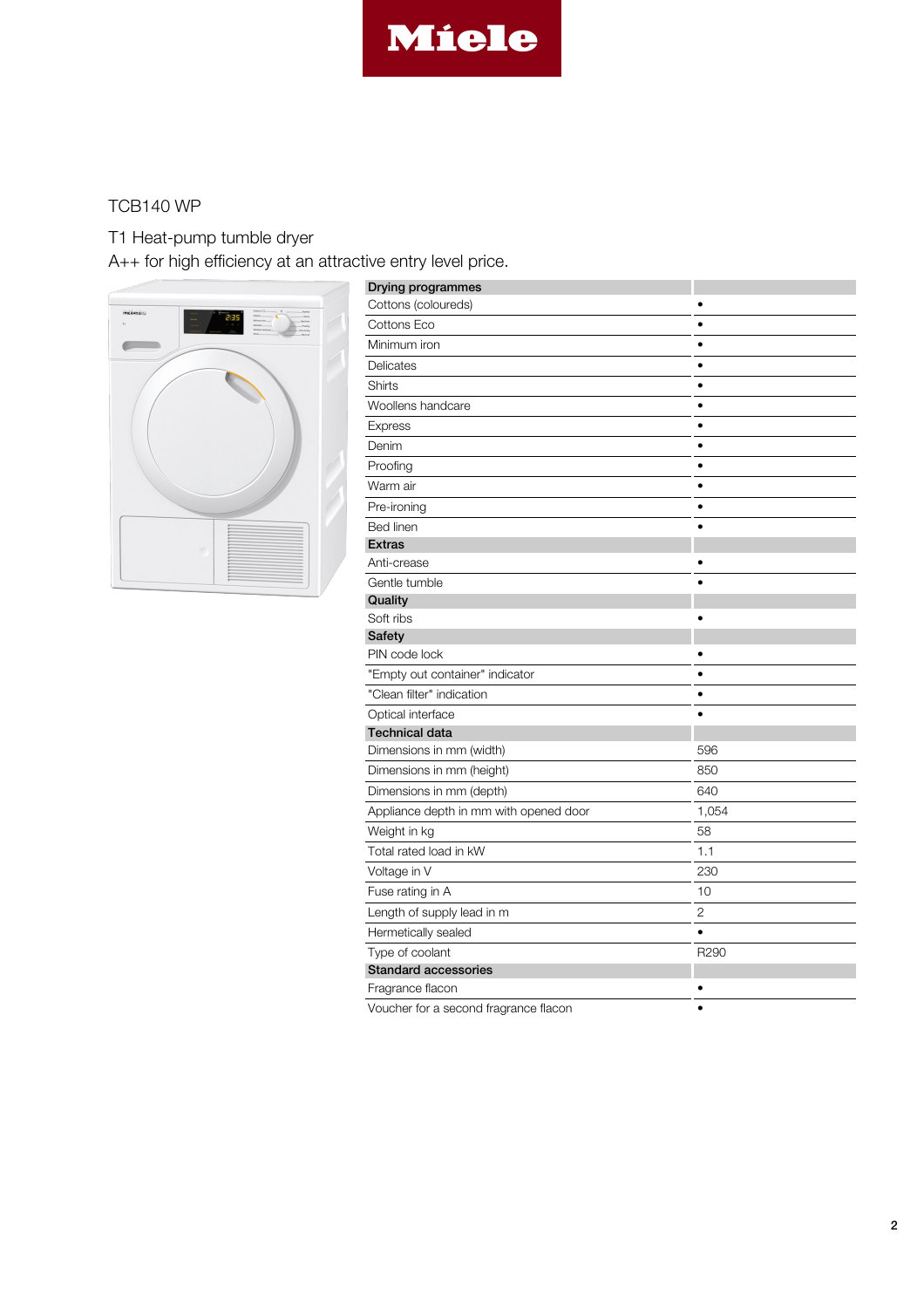TCB140 WP

T1 Heat-pump tumble dryer
A++ for high efficiency at an attractive entry level price.

| | |
|---|---|
| **Drying programmes** | |
| Cottons (coloureds) | • |
| Cottons Eco | • |
| Minimum iron | • |
| Delicates | • |
| Shirts | • |
| Woollens handcare | • |
| Express | • |
| Denim | • |
| Proofing | • |
| Warm air | • |
| Pre-ironing | • |
| Bed linen | • |
| **Extras** | |
| Anti-crease | • |
| Gentle tumble | • |
| **Quality** | |
| Soft ribs | • |
| **Safety** | |
| PIN code lock | • |
| "Empty out container" indicator | • |
| "Clean filter" indication | • |
| Optical interface | • |
| **Technical data** | |
| Dimensions in mm (width) | 596 |
| Dimensions in mm (height) | 850 |
| Dimensions in mm (depth) | 640 |
| Appliance depth in mm with opened door | 1,054 |
| Weight in kg | 58 |
| Total rated load in kW | 1.1 |
| Voltage in V | 230 |
| Fuse rating in A | 10 |
| Length of supply lead in m | 2 |
| Hermetically sealed | • |
| Type of coolant | R290 |
| **Standard accessories** | |
| Fragrance flacon | • |
| Voucher for a second fragrance flacon | • |